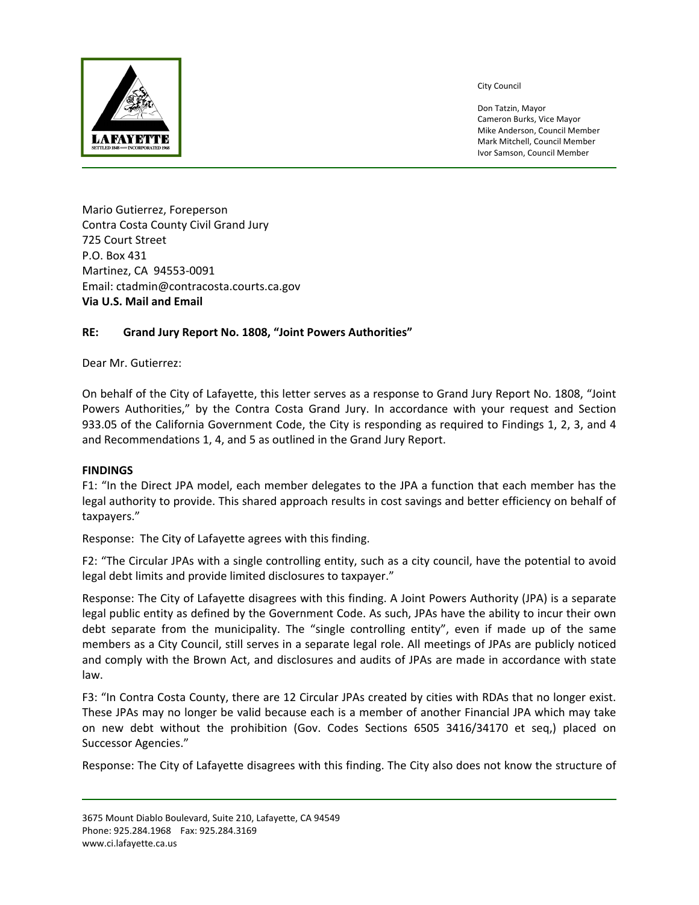City Council

Don Tatzin, Mayor
Cameron Burks, Vice Mayor
Mike Anderson, Council Member
Mark Mitchell, Council Member
Ivor Samson, Council Member

Mario Gutierrez, Foreperson
Contra Costa County Civil Grand Jury
725 Court Street
P.O. Box 431
Martinez, CA 94553-0091
Email: ctadmin@contracosta.courts.ca.gov
**Via U.S. Mail and Email**

**RE: Grand Jury Report No. 1808, "Joint Powers Authorities"**

Dear Mr. Gutierrez:

On behalf of the City of Lafayette, this letter serves as a response to Grand Jury Report No. 1808, "Joint Powers Authorities," by the Contra Costa Grand Jury. In accordance with your request and Section 933.05 of the California Government Code, the City is responding as required to Findings 1, 2, 3, and 4 and Recommendations 1, 4, and 5 as outlined in the Grand Jury Report.

**FINDINGS**

F1: "In the Direct JPA model, each member delegates to the JPA a function that each member has the legal authority to provide. This shared approach results in cost savings and better efficiency on behalf of taxpayers."

Response: The City of Lafayette agrees with this finding.

F2: "The Circular JPAs with a single controlling entity, such as a city council, have the potential to avoid legal debt limits and provide limited disclosures to taxpayer."

Response: The City of Lafayette disagrees with this finding. A Joint Powers Authority (JPA) is a separate legal public entity as defined by the Government Code. As such, JPAs have the ability to incur their own debt separate from the municipality. The "single controlling entity", even if made up of the same members as a City Council, still serves in a separate legal role. All meetings of JPAs are publicly noticed and comply with the Brown Act, and disclosures and audits of JPAs are made in accordance with state law.

F3: "In Contra Costa County, there are 12 Circular JPAs created by cities with RDAs that no longer exist. These JPAs may no longer be valid because each is a member of another Financial JPA which may take on new debt without the prohibition (Gov. Codes Sections 6505 3416/34170 et seq,) placed on Successor Agencies."

Response: The City of Lafayette disagrees with this finding. The City also does not know the structure of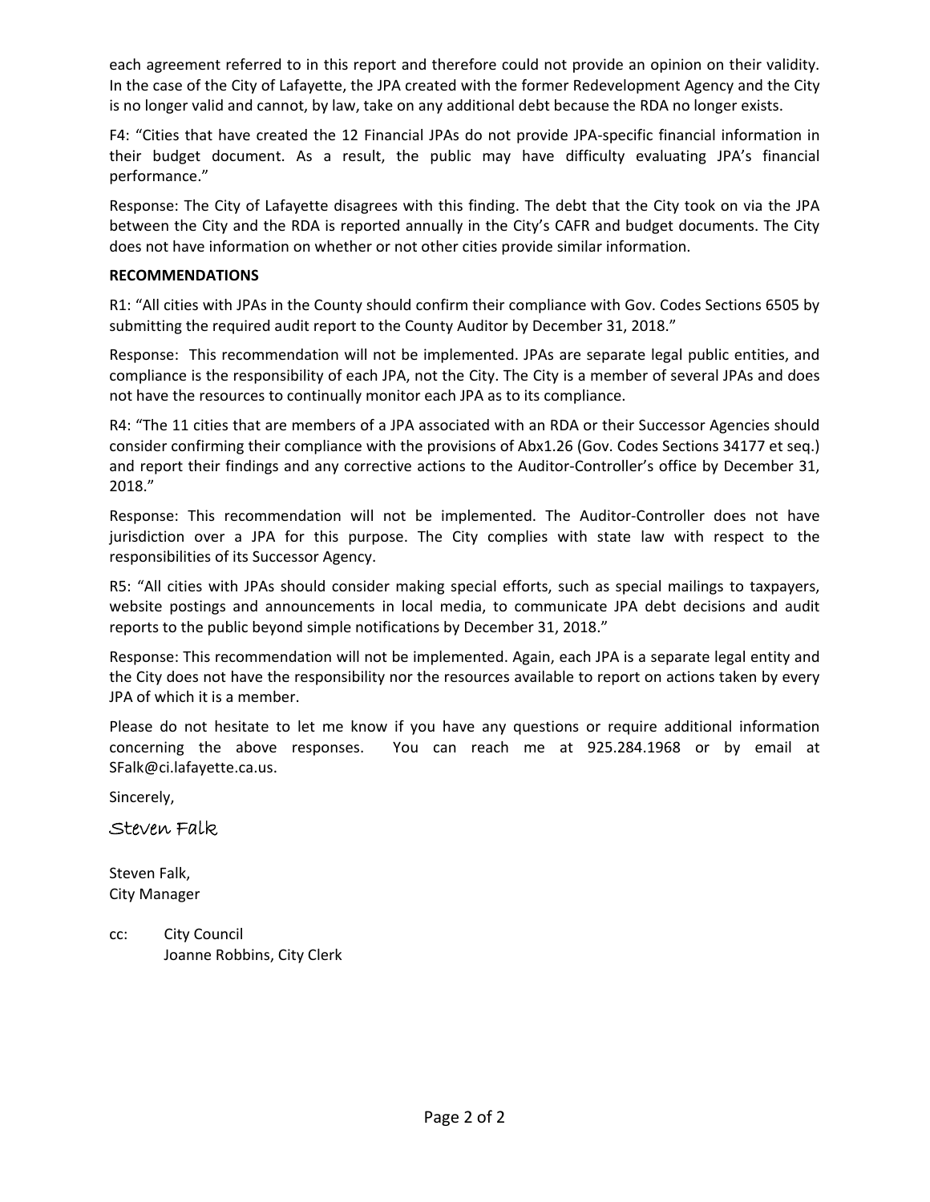each agreement referred to in this report and therefore could not provide an opinion on their validity. In the case of the City of Lafayette, the JPA created with the former Redevelopment Agency and the City is no longer valid and cannot, by law, take on any additional debt because the RDA no longer exists.

F4: "Cities that have created the 12 Financial JPAs do not provide JPA-specific financial information in their budget document. As a result, the public may have difficulty evaluating JPA's financial performance."

Response: The City of Lafayette disagrees with this finding. The debt that the City took on via the JPA between the City and the RDA is reported annually in the City's CAFR and budget documents. The City does not have information on whether or not other cities provide similar information.

**RECOMMENDATIONS**

R1: "All cities with JPAs in the County should confirm their compliance with Gov. Codes Sections 6505 by submitting the required audit report to the County Auditor by December 31, 2018."

Response: This recommendation will not be implemented. JPAs are separate legal public entities, and compliance is the responsibility of each JPA, not the City. The City is a member of several JPAs and does not have the resources to continually monitor each JPA as to its compliance.

R4: "The 11 cities that are members of a JPA associated with an RDA or their Successor Agencies should consider confirming their compliance with the provisions of Abx1.26 (Gov. Codes Sections 34177 et seq.) and report their findings and any corrective actions to the Auditor-Controller's office by December 31, 2018."

Response: This recommendation will not be implemented. The Auditor-Controller does not have jurisdiction over a JPA for this purpose. The City complies with state law with respect to the responsibilities of its Successor Agency.

R5: "All cities with JPAs should consider making special efforts, such as special mailings to taxpayers, website postings and announcements in local media, to communicate JPA debt decisions and audit reports to the public beyond simple notifications by December 31, 2018."

Response: This recommendation will not be implemented. Again, each JPA is a separate legal entity and the City does not have the responsibility nor the resources available to report on actions taken by every JPA of which it is a member.

Please do not hesitate to let me know if you have any questions or require additional information concerning the above responses. You can reach me at 925.284.1968 or by email at SFalk@ci.lafayette.ca.us.

Sincerely,

*Steven Falk*

Steven Falk,
City Manager

cc: City Council
Joanne Robbins, City Clerk